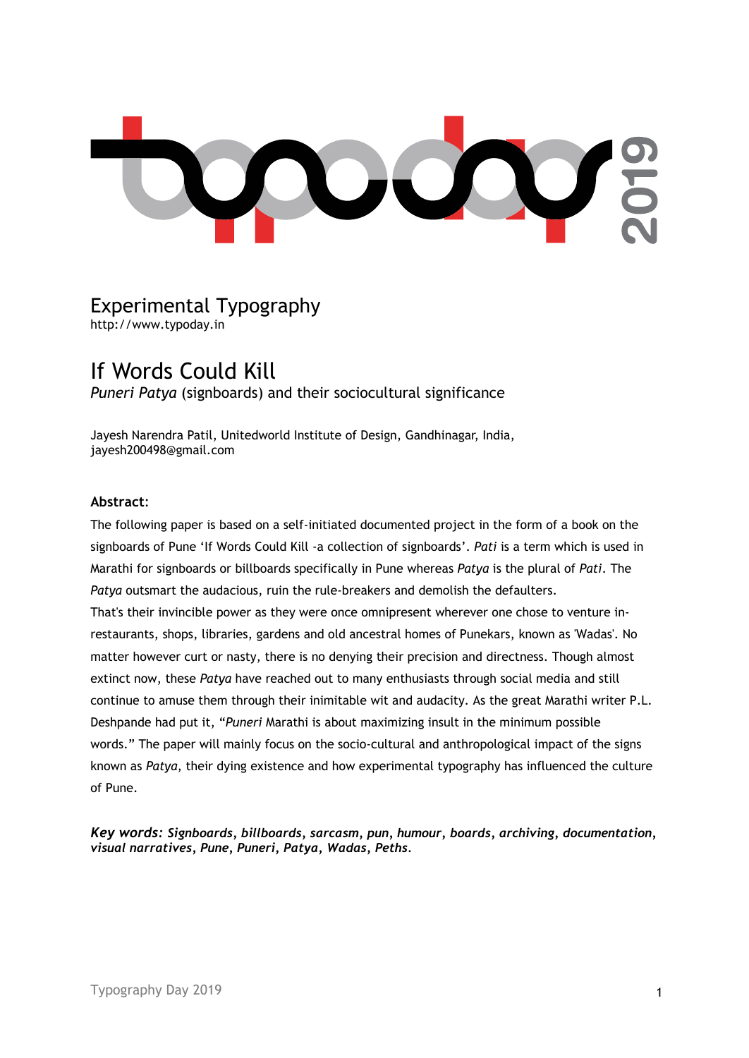Experimental Typography
http://www.typoday.in

# If Words Could Kill

*Puneri Patya* (signboards) and their sociocultural significance

Jayesh Narendra Patil, Unitedworld Institute of Design, Gandhinagar, India, jayesh200498@gmail.com

**Abstract**:

The following paper is based on a self-initiated documented project in the form of a book on the signboards of Pune 'If Words Could Kill -a collection of signboards'. *Pati* is a term which is used in Marathi for signboards or billboards specifically in Pune whereas *Patya* is the plural of *Pati*. The *Patya* outsmart the audacious, ruin the rule-breakers and demolish the defaulters.
That's their invincible power as they were once omnipresent wherever one chose to venture in- restaurants, shops, libraries, gardens and old ancestral homes of Punekars, known as 'Wadas'. No matter however curt or nasty, there is no denying their precision and directness. Though almost extinct now, these *Patya* have reached out to many enthusiasts through social media and still continue to amuse them through their inimitable wit and audacity. As the great Marathi writer P.L. Deshpande had put it, "*Puneri* Marathi is about maximizing insult in the minimum possible words." The paper will mainly focus on the socio-cultural and anthropological impact of the signs known as *Patya*, their dying existence and how experimental typography has influenced the culture of Pune.

***Key words:* *Signboards, billboards, sarcasm, pun, humour, boards, archiving, documentation, visual narratives, Pune, Puneri, Patya, Wadas, Peths.***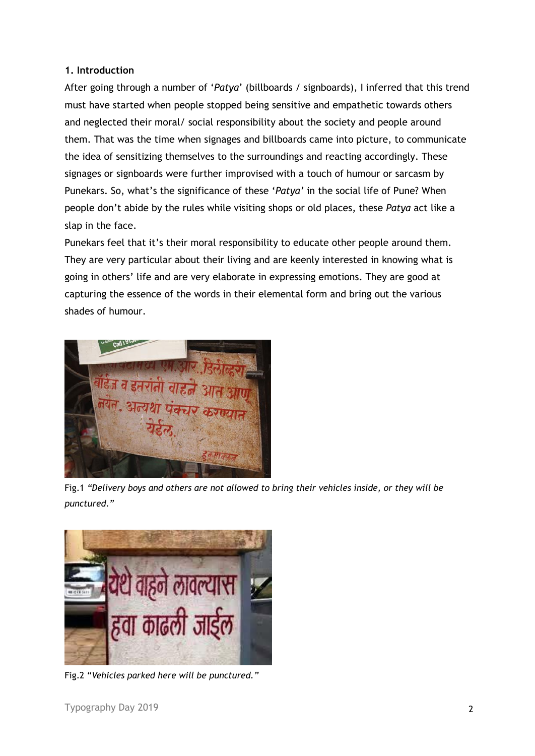### 1. Introduction

After going through a number of '*Patya*' (billboards / signboards), I inferred that this trend must have started when people stopped being sensitive and empathetic towards others and neglected their moral/ social responsibility about the society and people around them. That was the time when signages and billboards came into picture, to communicate the idea of sensitizing themselves to the surroundings and reacting accordingly. These signages or signboards were further improvised with a touch of humour or sarcasm by Punekars. So, what's the significance of these '*Patya*' in the social life of Pune? When people don't abide by the rules while visiting shops or old places, these *Patya* act like a slap in the face.

Punekars feel that it's their moral responsibility to educate other people around them. They are very particular about their living and are keenly interested in knowing what is going in others' life and are very elaborate in expressing emotions. They are good at capturing the essence of the words in their elemental form and bring out the various shades of humour.

Fig.1 *"Delivery boys and others are not allowed to bring their vehicles inside, or they will be punctured."*

Fig.2 "*Vehicles parked here will be punctured."*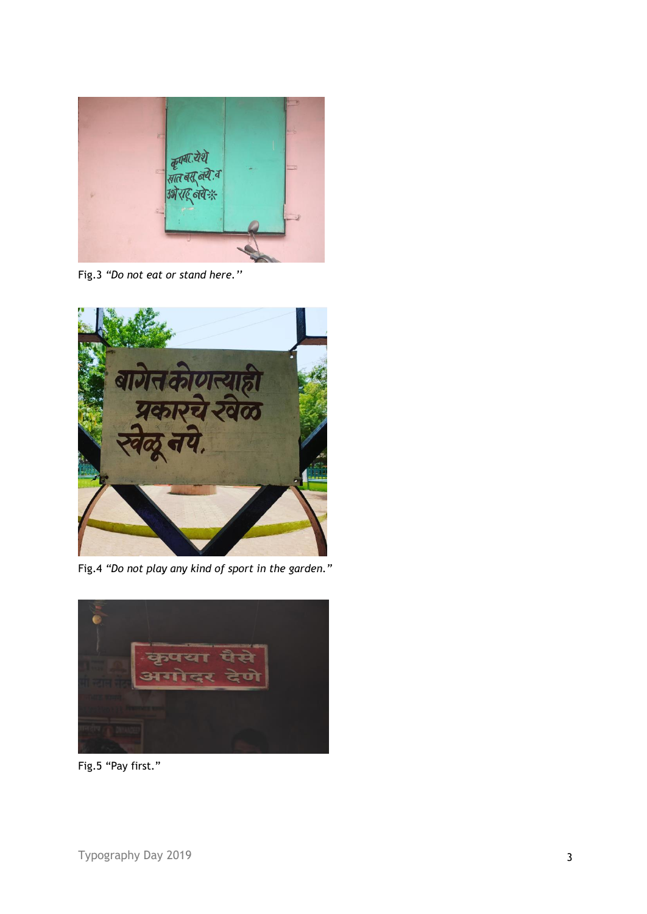Fig.3 *"Do not eat or stand here."*

Fig.4 *"Do not play any kind of sport in the garden."*

Fig.5 "Pay first."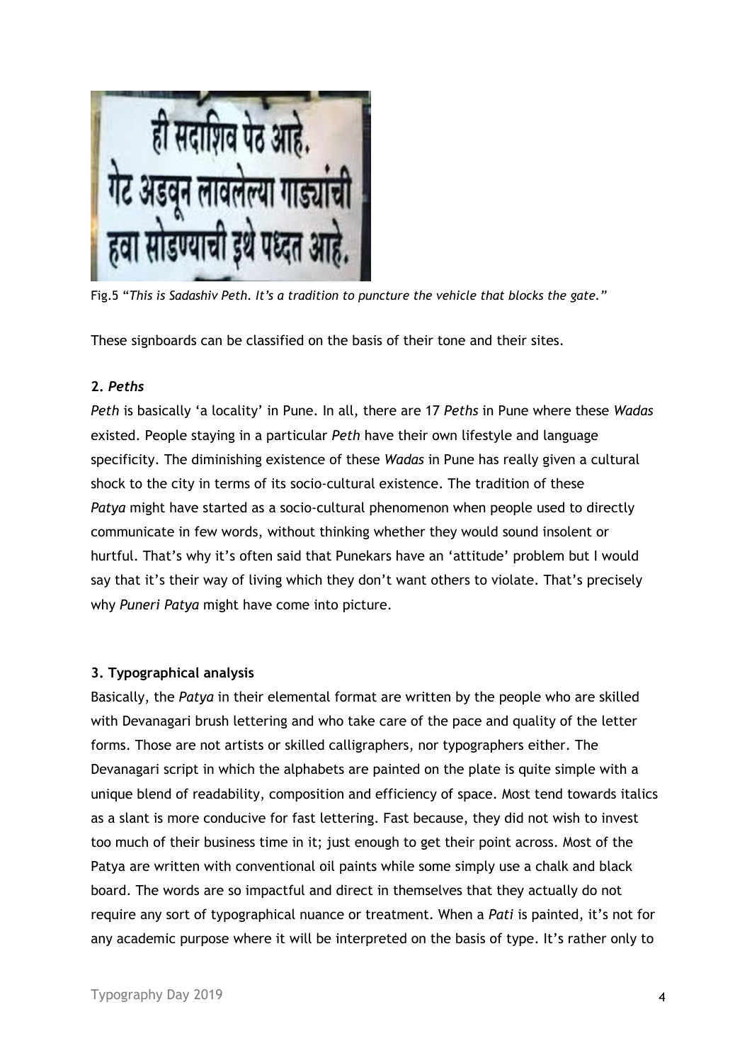Fig.5 “*This is Sadashiv Peth. It’s a tradition to puncture the vehicle that blocks the gate.*”

These signboards can be classified on the basis of their tone and their sites.

### 2. *Peths*

*Peth* is basically ‘a locality’ in Pune. In all, there are 17 *Peths* in Pune where these *Wadas* existed. People staying in a particular *Peth* have their own lifestyle and language specificity. The diminishing existence of these *Wadas* in Pune has really given a cultural shock to the city in terms of its socio-cultural existence. The tradition of these *Patya* might have started as a socio-cultural phenomenon when people used to directly communicate in few words, without thinking whether they would sound insolent or hurtful. That’s why it’s often said that Punekars have an ‘attitude’ problem but I would say that it’s their way of living which they don’t want others to violate. That’s precisely why *Puneri Patya* might have come into picture.

### 3. Typographical analysis

Basically, the *Patya* in their elemental format are written by the people who are skilled with Devanagari brush lettering and who take care of the pace and quality of the letter forms. Those are not artists or skilled calligraphers, nor typographers either. The Devanagari script in which the alphabets are painted on the plate is quite simple with a unique blend of readability, composition and efficiency of space. Most tend towards italics as a slant is more conducive for fast lettering. Fast because, they did not wish to invest too much of their business time in it; just enough to get their point across. Most of the Patya are written with conventional oil paints while some simply use a chalk and black board. The words are so impactful and direct in themselves that they actually do not require any sort of typographical nuance or treatment. When a *Pati* is painted, it’s not for any academic purpose where it will be interpreted on the basis of type. It’s rather only to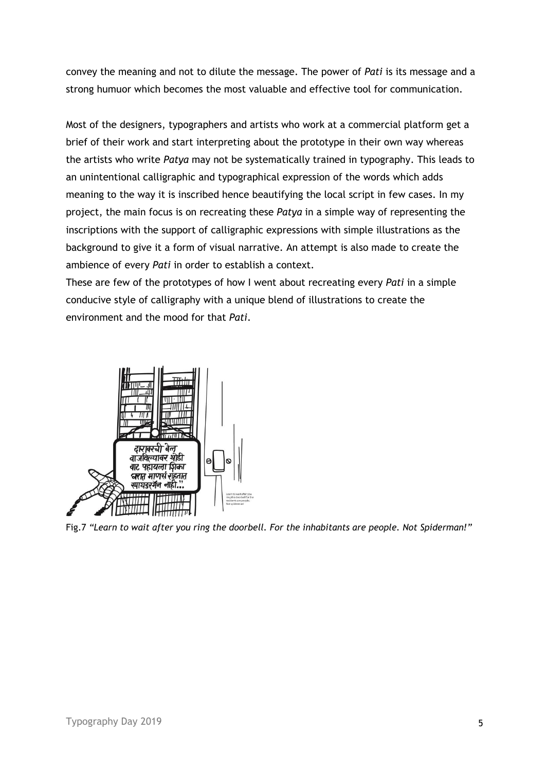convey the meaning and not to dilute the message. The power of *Pati* is its message and a strong humuor which becomes the most valuable and effective tool for communication.

Most of the designers, typographers and artists who work at a commercial platform get a brief of their work and start interpreting about the prototype in their own way whereas the artists who write *Patya* may not be systematically trained in typography. This leads to an unintentional calligraphic and typographical expression of the words which adds meaning to the way it is inscribed hence beautifying the local script in few cases. In my project, the main focus is on recreating these *Patya* in a simple way of representing the inscriptions with the support of calligraphic expressions with simple illustrations as the background to give it a form of visual narrative. An attempt is also made to create the ambience of every *Pati* in order to establish a context.

These are few of the prototypes of how I went about recreating every *Pati* in a simple conducive style of calligraphy with a unique blend of illustrations to create the environment and the mood for that *Pati*.

Fig.7 *"Learn to wait after you ring the doorbell. For the inhabitants are people. Not Spiderman!"*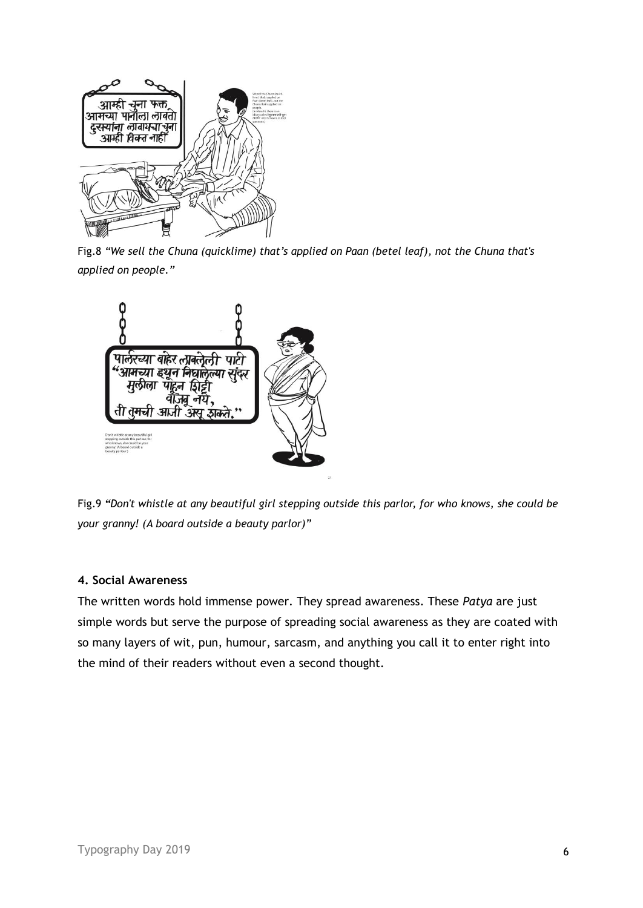Fig.8 *"We sell the Chuna (quicklime) that's applied on Paan (betel leaf), not the Chuna that's applied on people."*

Fig.9 *"Don't whistle at any beautiful girl stepping outside this parlor, for who knows, she could be your granny! (A board outside a beauty parlor)"*

#### 4. Social Awareness

The written words hold immense power. They spread awareness. These *Patya* are just simple words but serve the purpose of spreading social awareness as they are coated with so many layers of wit, pun, humour, sarcasm, and anything you call it to enter right into the mind of their readers without even a second thought.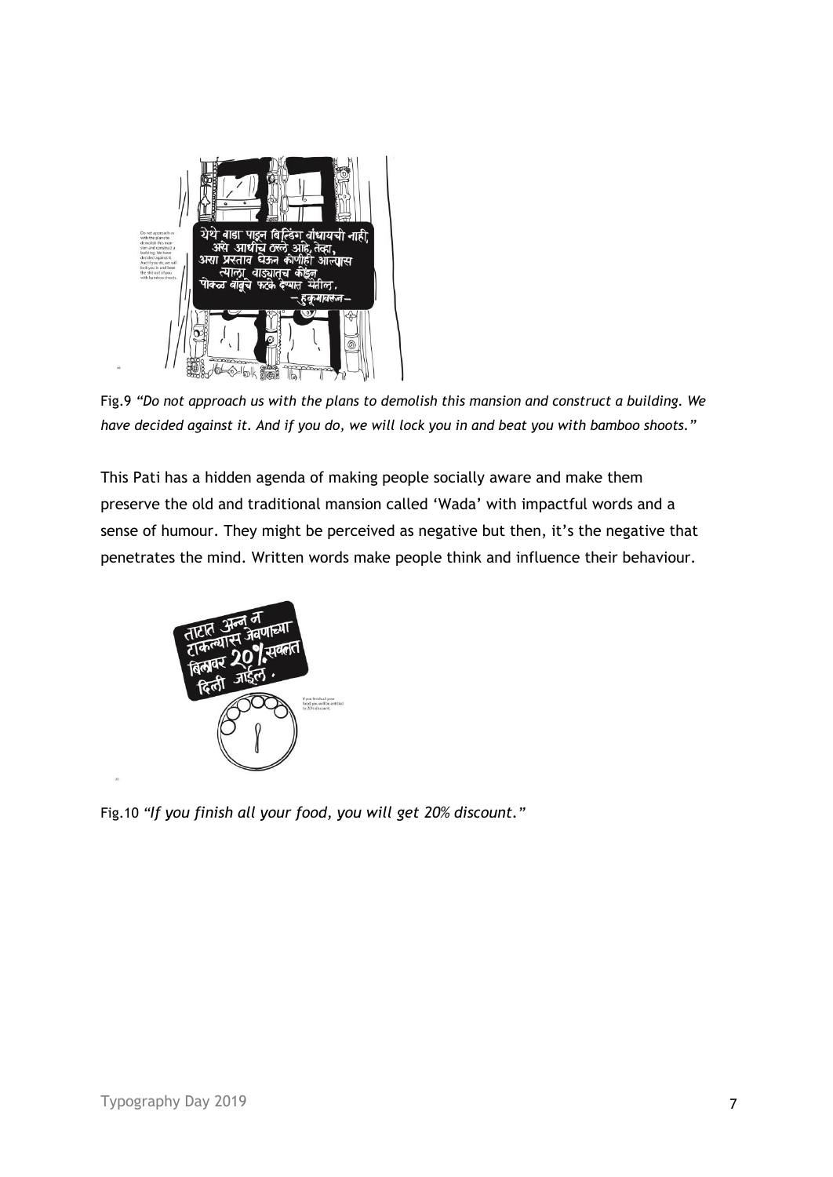Fig.9 *"Do not approach us with the plans to demolish this mansion and construct a building. We have decided against it. And if you do, we will lock you in and beat you with bamboo shoots."*

This Pati has a hidden agenda of making people socially aware and make them preserve the old and traditional mansion called 'Wada' with impactful words and a sense of humour. They might be perceived as negative but then, it's the negative that penetrates the mind. Written words make people think and influence their behaviour.

Fig.10 *"If you finish all your food, you will get 20% discount."*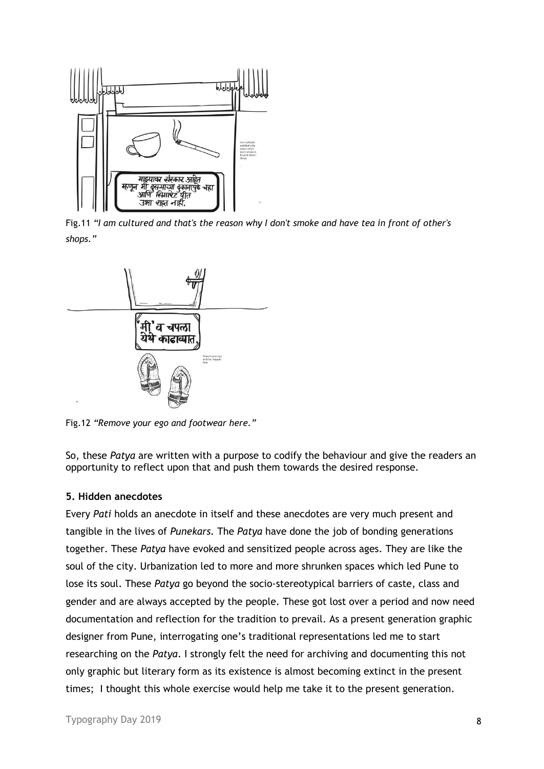Fig.11 *"I am cultured and that's the reason why I don't smoke and have tea in front of other's shops."*

Fig.12 *"Remove your ego and footwear here."*

So, these *Patya* are written with a purpose to codify the behaviour and give the readers an opportunity to reflect upon that and push them towards the desired response.

**5. Hidden anecdotes**

Every *Pati* holds an anecdote in itself and these anecdotes are very much present and tangible in the lives of *Punekars*. The *Patya* have done the job of bonding generations together. These *Patya* have evoked and sensitized people across ages. They are like the soul of the city. Urbanization led to more and more shrunken spaces which led Pune to lose its soul. These *Patya* go beyond the socio-stereotypical barriers of caste, class and gender and are always accepted by the people. These got lost over a period and now need documentation and reflection for the tradition to prevail. As a present generation graphic designer from Pune, interrogating one's traditional representations led me to start researching on the *Patya*. I strongly felt the need for archiving and documenting this not only graphic but literary form as its existence is almost becoming extinct in the present times; I thought this whole exercise would help me take it to the present generation.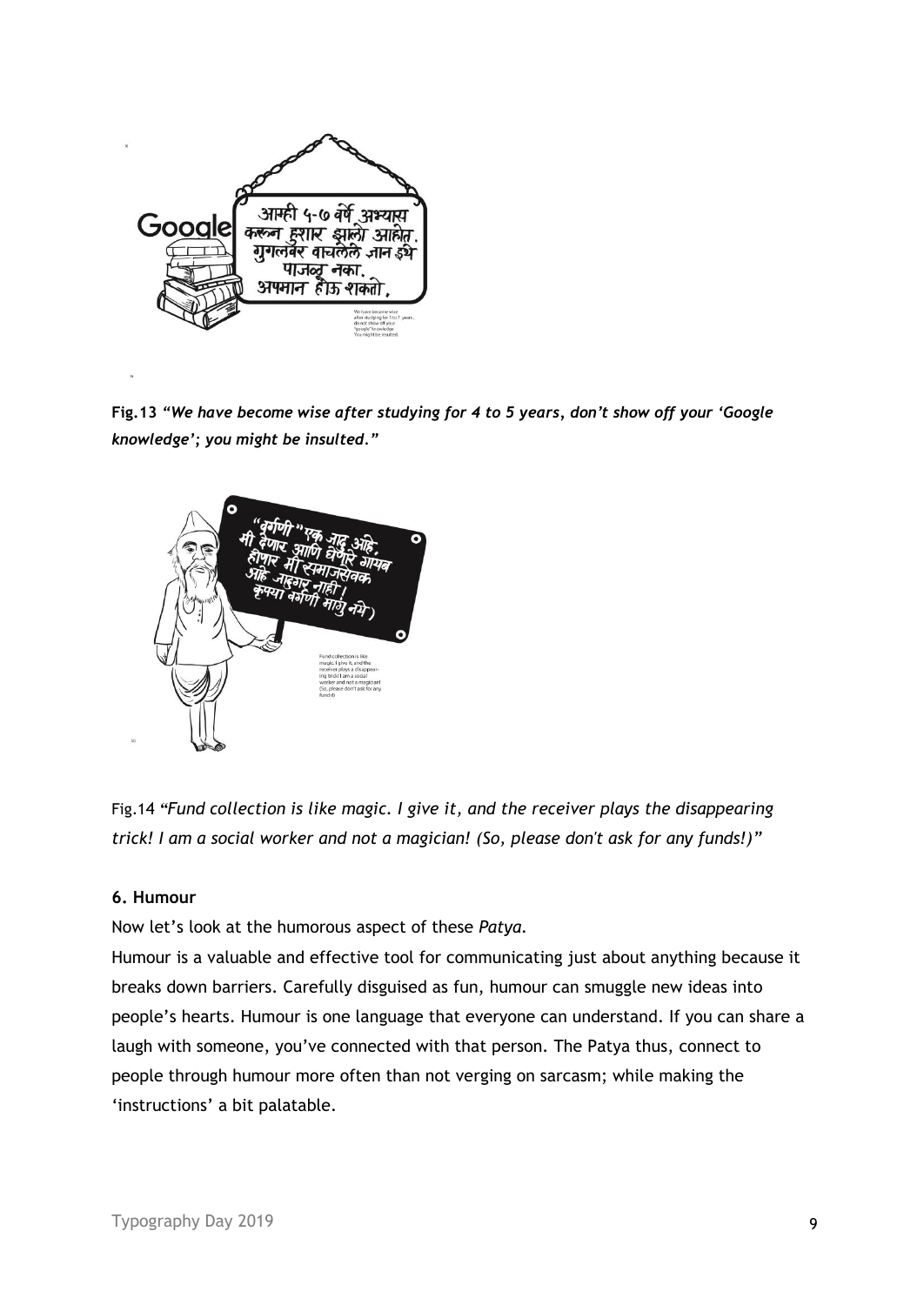**Fig.13** ***"We have become wise after studying for 4 to 5 years, don't show off your 'Google knowledge'; you might be insulted."***

Fig.14 *"Fund collection is like magic. I give it, and the receiver plays the disappearing trick! I am a social worker and not a magician! (So, please don't ask for any funds!)"*

**6. Humour**

Now let's look at the humorous aspect of these *Patya.*

Humour is a valuable and effective tool for communicating just about anything because it breaks down barriers. Carefully disguised as fun, humour can smuggle new ideas into people's hearts. Humour is one language that everyone can understand. If you can share a laugh with someone, you've connected with that person. The Patya thus, connect to people through humour more often than not verging on sarcasm; while making the 'instructions' a bit palatable.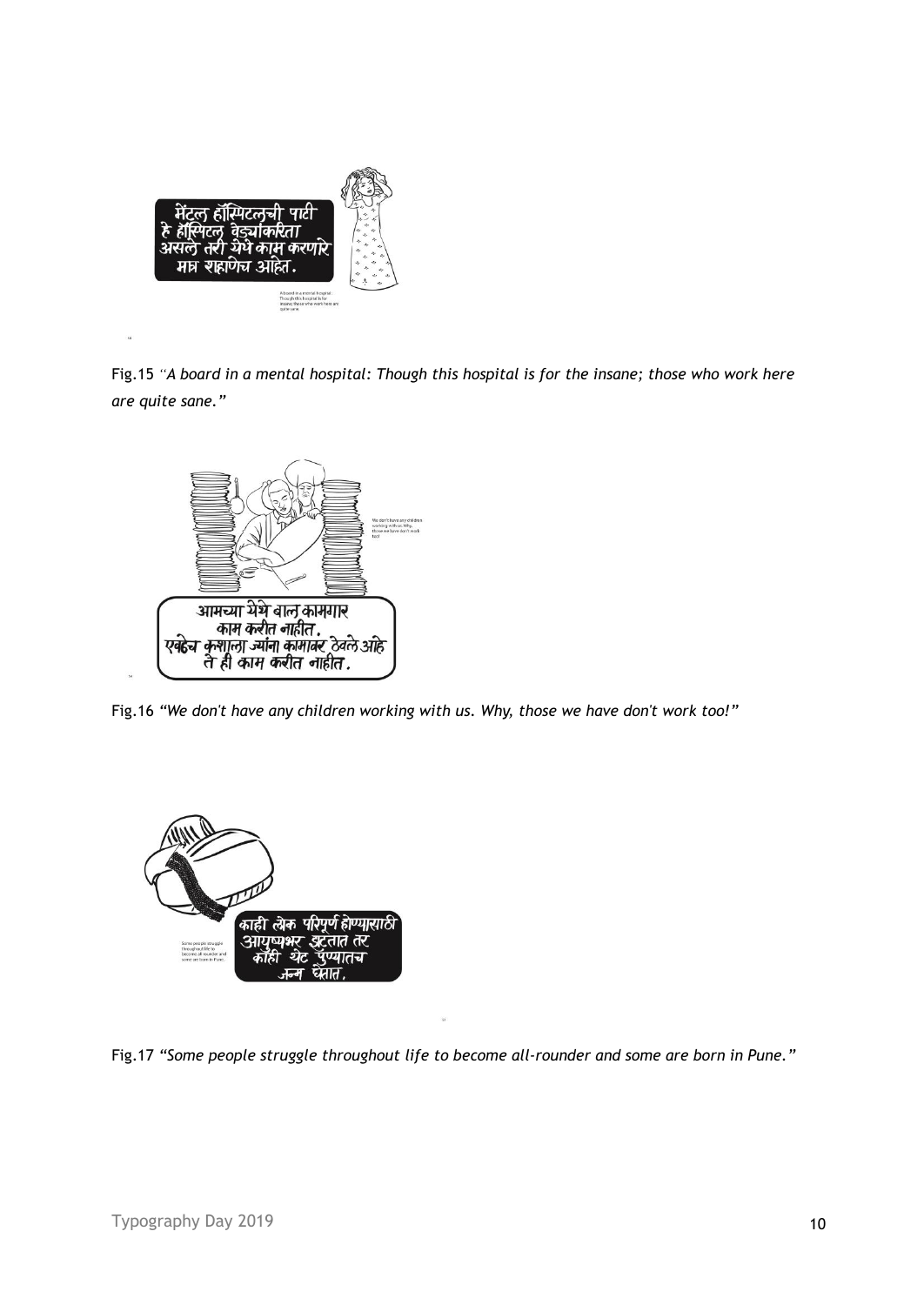Fig.15 *"A board in a mental hospital: Though this hospital is for the insane; those who work here are quite sane."*

Fig.16 *"We don't have any children working with us. Why, those we have don't work too!"*

Fig.17 *"Some people struggle throughout life to become all-rounder and some are born in Pune."*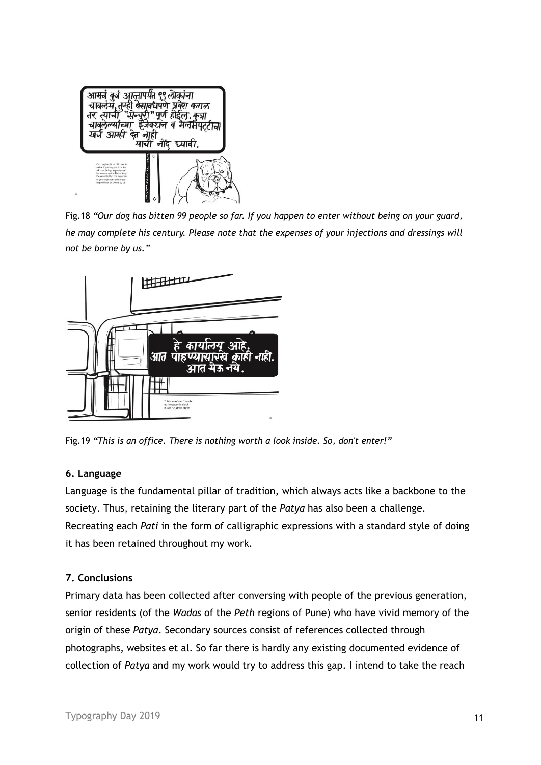Fig.18 *"Our dog has bitten 99 people so far. If you happen to enter without being on your guard, he may complete his century. Please note that the expenses of your injections and dressings will not be borne by us."*

Fig.19 *"This is an office. There is nothing worth a look inside. So, don't enter!"*

### 6. Language

Language is the fundamental pillar of tradition, which always acts like a backbone to the society. Thus, retaining the literary part of the *Patya* has also been a challenge. Recreating each *Pati* in the form of calligraphic expressions with a standard style of doing it has been retained throughout my work.

### 7. Conclusions

Primary data has been collected after conversing with people of the previous generation, senior residents (of the *Wadas* of the *Peth* regions of Pune) who have vivid memory of the origin of these *Patya*. Secondary sources consist of references collected through photographs, websites et al. So far there is hardly any existing documented evidence of collection of *Patya* and my work would try to address this gap. I intend to take the reach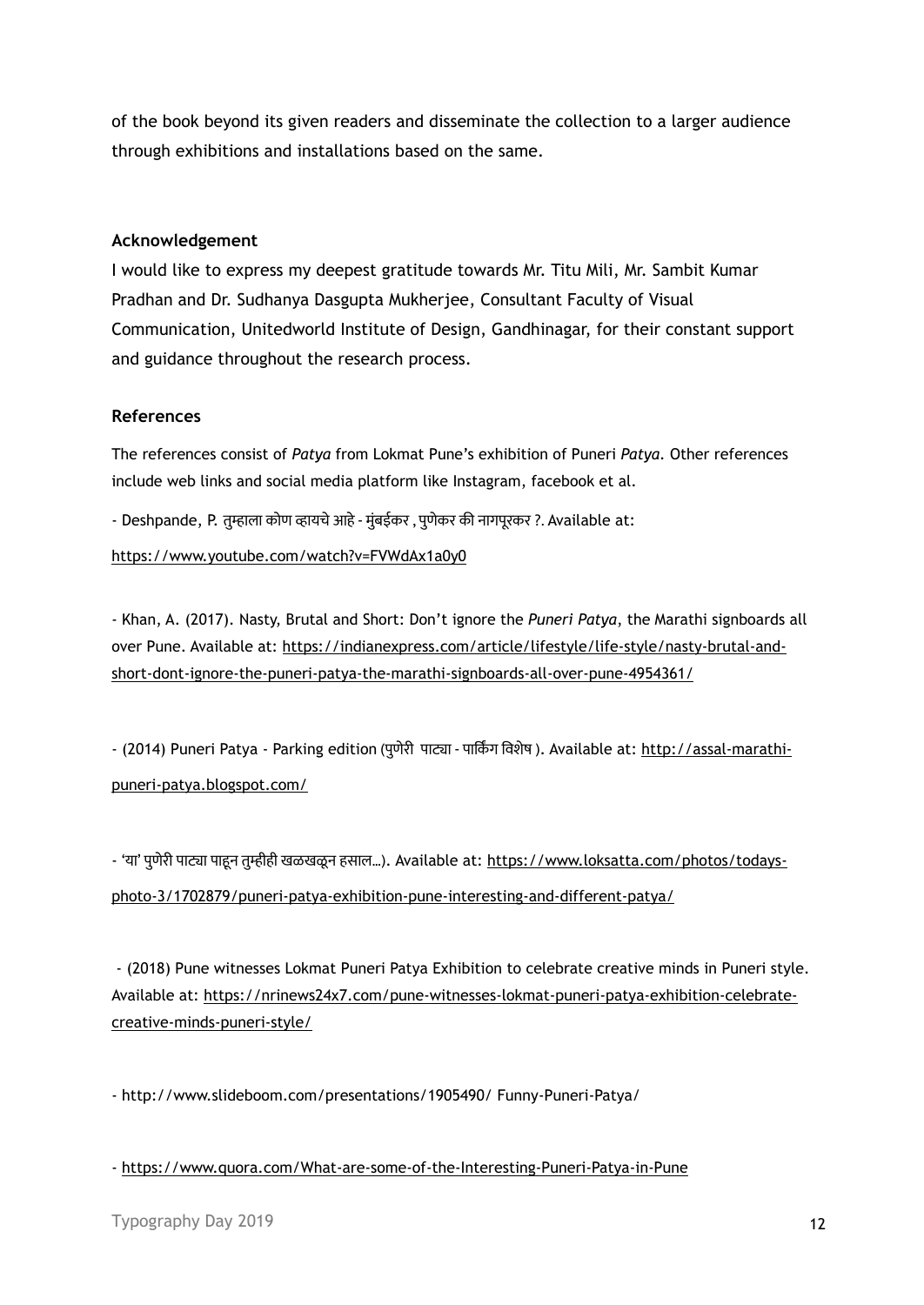of the book beyond its given readers and disseminate the collection to a larger audience through exhibitions and installations based on the same.

## Acknowledgement

I would like to express my deepest gratitude towards Mr. Titu Mili, Mr. Sambit Kumar Pradhan and Dr. Sudhanya Dasgupta Mukherjee, Consultant Faculty of Visual Communication, Unitedworld Institute of Design, Gandhinagar, for their constant support and guidance throughout the research process.

## References

The references consist of *Patya* from Lokmat Pune's exhibition of Puneri *Patya*. Other references include web links and social media platform like Instagram, facebook et al.

- Deshpande, P. तुम्हाला कोण व्हायचे आहे - मुंबईकर , पुणेकर की नागपूरकर ?. Available at: https://www.youtube.com/watch?v=FVWdAx1a0y0

- Khan, A. (2017). Nasty, Brutal and Short: Don't ignore the *Puneri Patya*, the Marathi signboards all over Pune. Available at: https://indianexpress.com/article/lifestyle/life-style/nasty-brutal-and-short-dont-ignore-the-puneri-patya-the-marathi-signboards-all-over-pune-4954361/

- (2014) Puneri Patya - Parking edition (पुणेरी पाट्या - पार्किंग विशेष ). Available at: http://assal-marathi-puneri-patya.blogspot.com/

- 'या' पुणेरी पाट्या पाहून तुम्हीही खळखळून हसाल…). Available at: https://www.loksatta.com/photos/todays-photo-3/1702879/puneri-patya-exhibition-pune-interesting-and-different-patya/

- (2018) Pune witnesses Lokmat Puneri Patya Exhibition to celebrate creative minds in Puneri style. Available at: https://nrinews24x7.com/pune-witnesses-lokmat-puneri-patya-exhibition-celebrate-creative-minds-puneri-style/

- http://www.slideboom.com/presentations/1905490/ Funny-Puneri-Patya/

- https://www.quora.com/What-are-some-of-the-Interesting-Puneri-Patya-in-Pune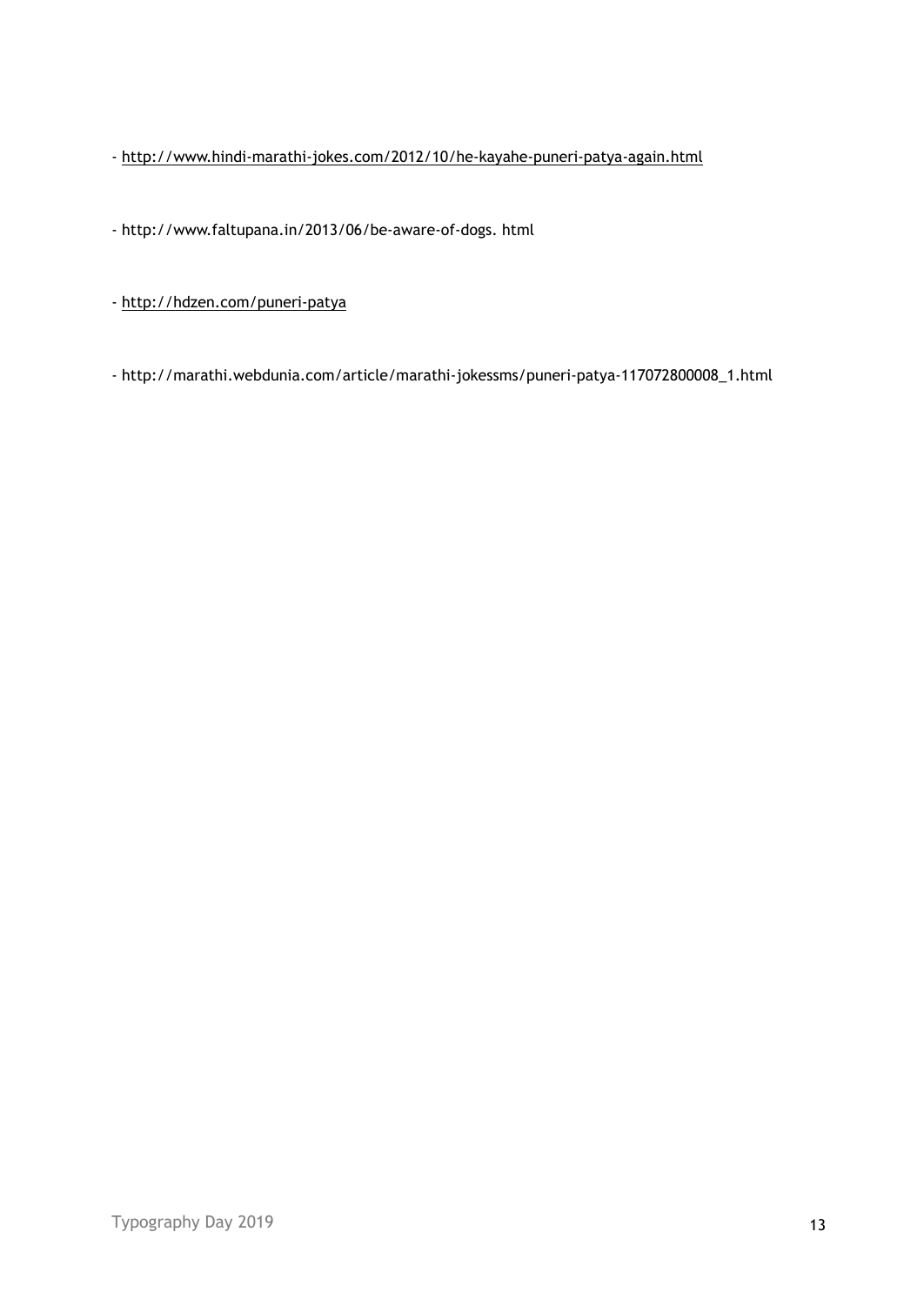- http://www.hindi-marathi-jokes.com/2012/10/he-kayahe-puneri-patya-again.html

- http://www.faltupana.in/2013/06/be-aware-of-dogs. html

- http://hdzen.com/puneri-patya

- http://marathi.webdunia.com/article/marathi-jokessms/puneri-patya-117072800008_1.html